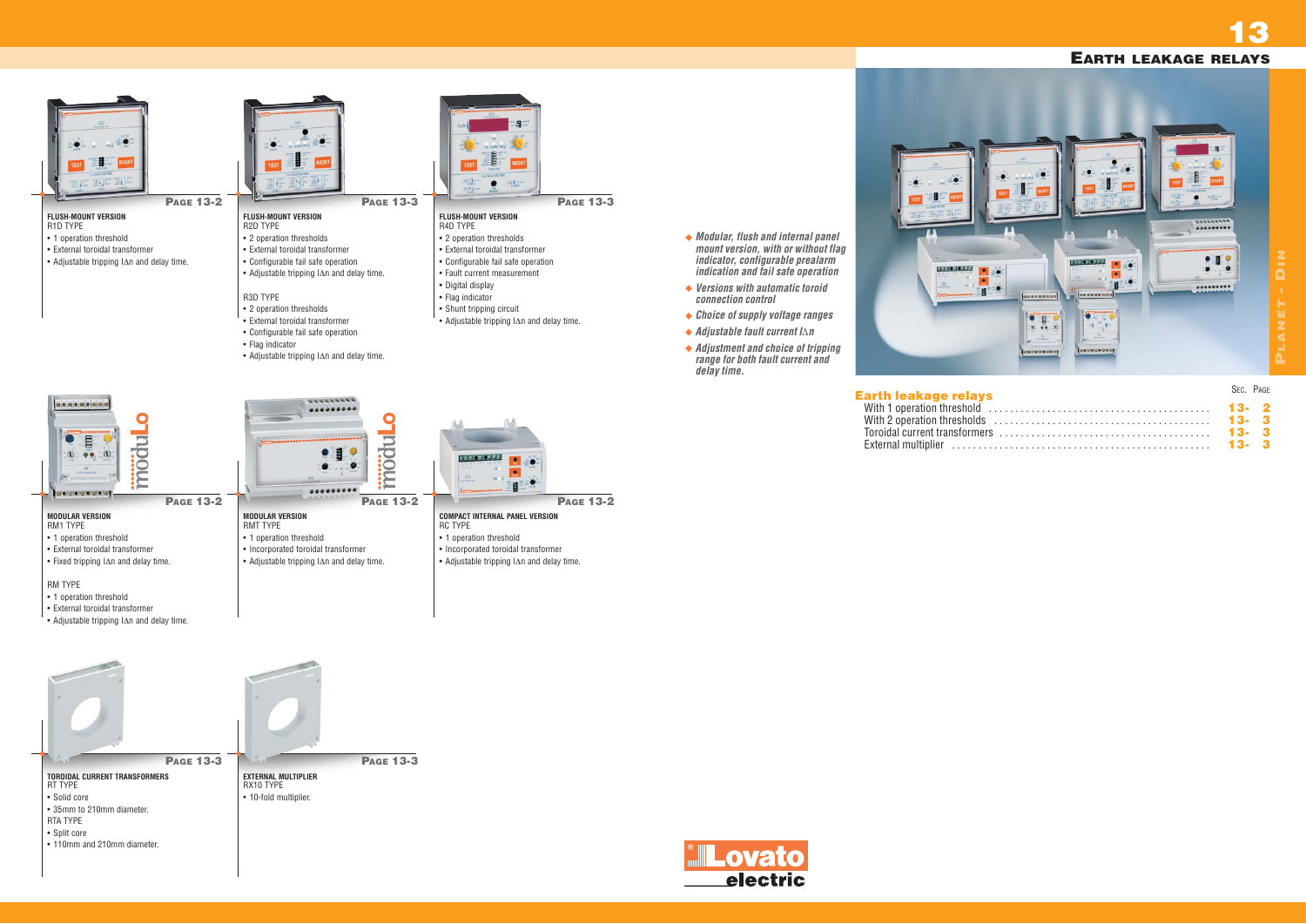# 13

## EARTH LEAKAGE RELAYS

**PAGE 13-2**

**FLUSH-MOUNT VERSION**
R1D TYPE
- 1 operation threshold
- External toroidal transformer
- Adjustable tripping $I\Delta n$ and delay time.

**PAGE 13-3**

**FLUSH-MOUNT VERSION**
R2D TYPE
- 2 operation thresholds
- External toroidal transformer
- Configurable fail safe operation
- Adjustable tripping $I\Delta n$ and delay time.

R3D TYPE
- 2 operation thresholds
- External toroidal transformer
- Configurable fail safe operation
- Flag indicator
- Adjustable tripping $I\Delta n$ and delay time.

**PAGE 13-3**

**FLUSH-MOUNT VERSION**
R4D TYPE
- 2 operation thresholds
- External toroidal transformer
- Configurable fail safe operation
- Fault current measurement
- Digital display
- Flag indicator
- Shunt tripping circuit
- Adjustable tripping $I\Delta n$ and delay time.

**PAGE 13-2**

**MODULAR VERSION**
RM1 TYPE
- 1 operation threshold
- External toroidal transformer
- Fixed tripping $I\Delta n$ and delay time.

RM TYPE
- 1 operation threshold
- External toroidal transformer
- Adjustable tripping $I\Delta n$ and delay time.

**PAGE 13-2**

**MODULAR VERSION**
RMT TYPE
- 1 operation threshold
- Incorporated toroidal transformer
- Adjustable tripping $I\Delta n$ and delay time.

**PAGE 13-2**

**COMPACT INTERNAL PANEL VERSION**
RC TYPE
- 1 operation threshold
- Incorporated toroidal transformer
- Adjustable tripping $I\Delta n$ and delay time.

**PAGE 13-3**

**TOROIDAL CURRENT TRANSFORMERS**
RT TYPE
- Solid core
- 35mm to 210mm diameter.

RTA TYPE
- Split core
- 110mm and 210mm diameter.

**PAGE 13-3**

**EXTERNAL MULTIPLIER**
RX10 TYPE
- 10-fold multiplier.

- ◆ ***Modular, flush and internal panel mount version, with or without flag indicator, configurable prealarm indication and fail safe operation***
- ◆ ***Versions with automatic toroid connection control***
- ◆ ***Choice of supply voltage ranges***
- ◆ ***Adjustable fault current $I\Delta n$***
- ◆ ***Adjustment and choice of tripping range for both fault current and delay time.***

### Earth leakage relays

| | SEC. | PAGE |
|---|---|---|
| With 1 operation threshold | 13- | 2 |
| With 2 operation thresholds | 13- | 3 |
| Toroidal current transformers | 13- | 3 |
| External multiplier | 13- | 3 |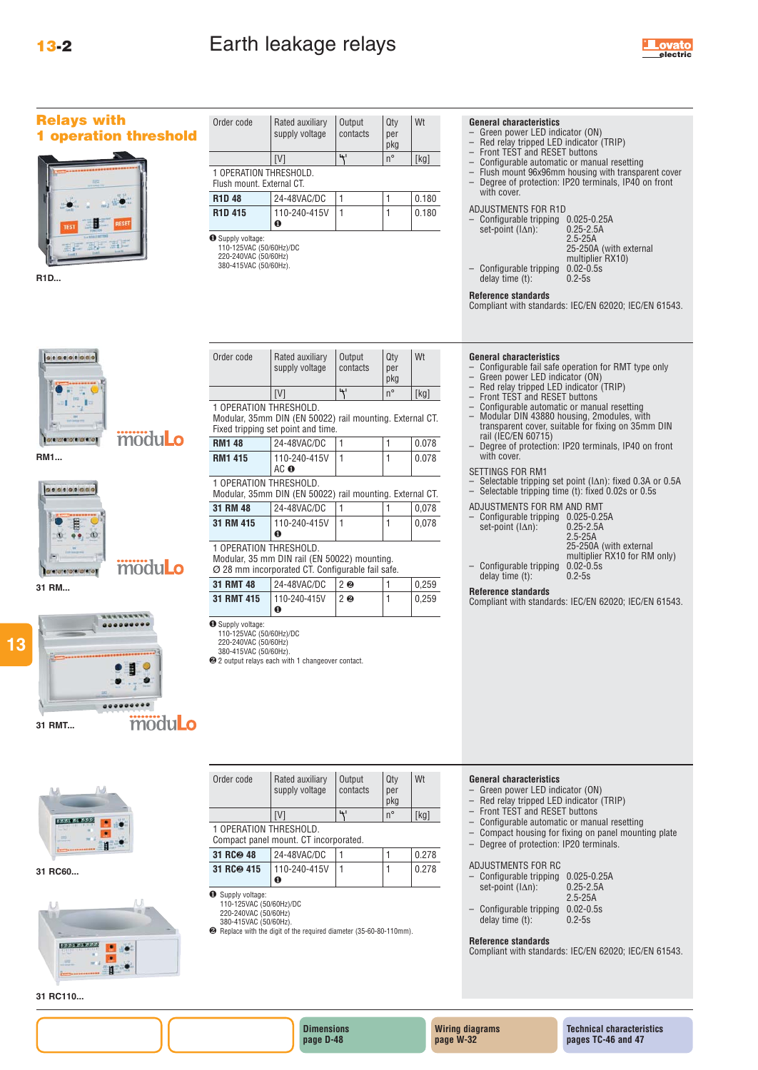# Earth leakage relays

## Relays with 1 operation threshold

R1D...

| Order code | Rated auxiliary supply voltage | Output contacts | Qty per pkg | Wt |
|---|---|---|---|---|
| | [V] | | n° | [kg] |
| 1 OPERATION THRESHOLD. Flush mount. External CT. | | | | |
| **R1D 48** | 24-48VAC/DC | 1 | 1 | 0.180 |
| **R1D 415** | 110-240-415V ❶ | 1 | 1 | 0.180 |

❶ Supply voltage:
110-125VAC (50/60Hz)/DC
220-240VAC (50/60Hz)
380-415VAC (50/60Hz).

**General characteristics**
- Green power LED indicator (ON)
- Red relay tripped LED indicator (TRIP)
- Front TEST and RESET buttons
- Configurable automatic or manual resetting
- Flush mount 96x96mm housing with transparent cover
- Degree of protection: IP20 terminals, IP40 on front with cover.

ADJUSTMENTS FOR R1D
- Configurable tripping set-point (IΔn): 0.025-0.25A; 0.25-2.5A; 2.5-25A; 25-250A (with external multiplier RX10)
- Configurable tripping delay time (t): 0.02-0.5s; 0.2-5s

**Reference standards**
Compliant with standards: IEC/EN 62020; IEC/EN 61543.

RM1...

31 RM...

31 RMT...

| Order code | Rated auxiliary supply voltage | Output contacts | Qty per pkg | Wt |
|---|---|---|---|---|
| | [V] | | n° | [kg] |
| 1 OPERATION THRESHOLD. Modular, 35mm DIN (EN 50022) rail mounting. External CT. Fixed tripping set point and time. | | | | |
| **RM1 48** | 24-48VAC/DC | 1 | 1 | 0.078 |
| **RM1 415** | 110-240-415V AC ❶ | 1 | 1 | 0.078 |
| 1 OPERATION THRESHOLD. Modular, 35mm DIN (EN 50022) rail mounting. External CT. | | | | |
| **31 RM 48** | 24-48VAC/DC | 1 | 1 | 0,078 |
| **31 RM 415** | 110-240-415V ❶ | 1 | 1 | 0,078 |
| 1 OPERATION THRESHOLD. Modular, 35 mm DIN rail (EN 50022) mounting. Ø 28 mm incorporated CT. Configurable fail safe. | | | | |
| **31 RMT 48** | 24-48VAC/DC | 2 ❷ | 1 | 0,259 |
| **31 RMT 415** | 110-240-415V ❶ | 2 ❷ | 1 | 0,259 |

❶ Supply voltage:
110-125VAC (50/60Hz)/DC
220-240VAC (50/60Hz)
380-415VAC (50/60Hz).
❷ 2 output relays each with 1 changeover contact.

**General characteristics**
- Configurable fail safe operation for RMT type only
- Green power LED indicator (ON)
- Red relay tripped LED indicator (TRIP)
- Front TEST and RESET buttons
- Configurable automatic or manual resetting
- Modular DIN 43880 housing, 2modules, with transparent cover, suitable for fixing on 35mm DIN rail (IEC/EN 60715)
- Degree of protection: IP20 terminals, IP40 on front with cover.

SETTINGS FOR RM1
- Selectable tripping set point (IΔn): fixed 0.3A or 0.5A
- Selectable tripping time (t): fixed 0.02s or 0.5s

ADJUSTMENTS FOR RM AND RMT
- Configurable tripping set-point (IΔn): 0.025-0.25A; 0.25-2.5A; 2.5-25A; 25-250A (with external multiplier RX10 for RM only)
- Configurable tripping delay time (t): 0.02-0.5s; 0.2-5s

**Reference standards**
Compliant with standards: IEC/EN 62020; IEC/EN 61543.

31 RC60...

31 RC110...

| Order code | Rated auxiliary supply voltage | Output contacts | Qty per pkg | Wt |
|---|---|---|---|---|
| | [V] | | n° | [kg] |
| 1 OPERATION THRESHOLD. Compact panel mount. CT incorporated. | | | | |
| **31 RC❷ 48** | 24-48VAC/DC | 1 | 1 | 0.278 |
| **31 RC❷ 415** | 110-240-415V ❶ | 1 | 1 | 0.278 |

❶ Supply voltage:
110-125VAC (50/60Hz)/DC
220-240VAC (50/60Hz)
380-415VAC (50/60Hz).
❷ Replace with the digit of the required diameter (35-60-80-110mm).

**General characteristics**
- Green power LED indicator (ON)
- Red relay tripped LED indicator (TRIP)
- Front TEST and RESET buttons
- Configurable automatic or manual resetting
- Compact housing for fixing on panel mounting plate
- Degree of protection: IP20 terminals.

ADJUSTMENTS FOR RC
- Configurable tripping set-point (IΔn): 0.025-0.25A; 0.25-2.5A; 2.5-25A
- Configurable tripping delay time (t): 0.02-0.5s; 0.2-5s

**Reference standards**
Compliant with standards: IEC/EN 62020; IEC/EN 61543.

Dimensions page D-48 | Wiring diagrams page W-32 | Technical characteristics pages TC-46 and 47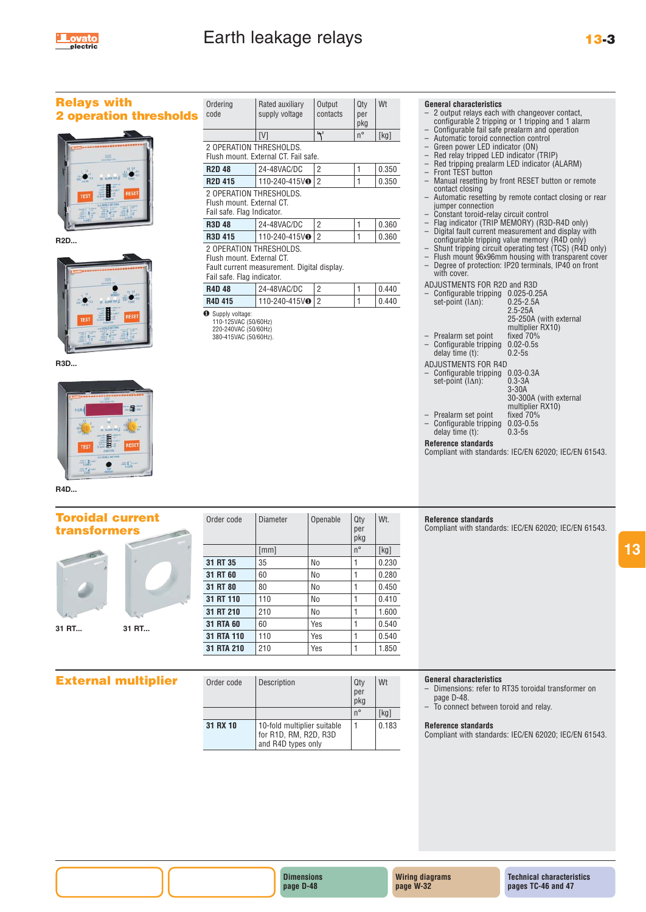## Relays with 2 operation thresholds

R2D...

R3D...

R4D...

| Ordering code | Rated auxiliary supply voltage | Output contacts | Qty per pkg | Wt |
|---|---|---|---|---|
| | [V] | | n° | [kg] |
| 2 OPERATION THRESHOLDS. Flush mount. External CT. Fail safe. | | | | |
| **R2D 48** | 24-48VAC/DC | 2 | 1 | 0.350 |
| **R2D 415** | 110-240-415V❶ | 2 | 1 | 0.350 |
| 2 OPERATION THRESHOLDS. Flush mount. External CT. Fail safe. Flag Indicator. | | | | |
| **R3D 48** | 24-48VAC/DC | 2 | 1 | 0.360 |
| **R3D 415** | 110-240-415V❶ | 2 | 1 | 0.360 |
| 2 OPERATION THRESHOLDS. Flush mount. External CT. Fault current measurement. Digital display. Fail safe. Flag indicator. | | | | |
| **R4D 48** | 24-48VAC/DC | 2 | 1 | 0.440 |
| **R4D 415** | 110-240-415V❶ | 2 | 1 | 0.440 |

❶ Supply voltage:
110-125VAC (50/60Hz)
220-240VAC (50/60Hz)
380-415VAC (50/60Hz).

**General characteristics**
- 2 output relays each with changeover contact, configurable 2 tripping or 1 tripping and 1 alarm
- Configurable fail safe prealarm and operation
- Automatic toroid connection control
- Green power LED indicator (ON)
- Red relay tripped LED indicator (TRIP)
- Red tripping prealarm LED indicator (ALARM)
- Front TEST button
- Manual resetting by front RESET button or remote contact closing
- Automatic resetting by remote contact closing or rear jumper connection
- Constant toroid-relay circuit control
- Flag indicator (TRIP MEMORY) (R3D-R4D only)
- Digital fault current measurement and display with configurable tripping value memory (R4D only)
- Shunt tripping circuit operating test (TCS) (R4D only)
- Flush mount 96x96mm housing with transparent cover
- Degree of protection: IP20 terminals, IP40 on front with cover.

ADJUSTMENTS FOR R2D and R3D
- Configurable tripping set-point (IΔn): 0.025-0.25A; 0.25-2.5A; 2.5-25A; 25-250A (with external multiplier RX10)
- Prealarm set point: fixed 70%
- Configurable tripping delay time (t): 0.02-0.5s; 0.2-5s

ADJUSTMENTS FOR R4D
- Configurable tripping set-point (IΔn): 0.03-0.3A; 0.3-3A; 3-30A; 30-300A (with external multiplier RX10)
- Prealarm set point: fixed 70%
- Configurable tripping delay time (t): 0.03-0.5s; 0.3-5s

**Reference standards**
Compliant with standards: IEC/EN 62020; IEC/EN 61543.

## Toroidal current transformers

31 RT... 31 RT...

| Order code | Diameter | Openable | Qty per pkg | Wt. |
|---|---|---|---|---|
| | [mm] | | n° | [kg] |
| **31 RT 35** | 35 | No | 1 | 0.230 |
| **31 RT 60** | 60 | No | 1 | 0.280 |
| **31 RT 80** | 80 | No | 1 | 0.450 |
| **31 RT 110** | 110 | No | 1 | 0.410 |
| **31 RT 210** | 210 | No | 1 | 1.600 |
| **31 RTA 60** | 60 | Yes | 1 | 0.540 |
| **31 RTA 110** | 110 | Yes | 1 | 0.540 |
| **31 RTA 210** | 210 | Yes | 1 | 1.850 |

**Reference standards**
Compliant with standards: IEC/EN 62020; IEC/EN 61543.

## External multiplier

| Order code | Description | Qty per pkg | Wt |
|---|---|---|---|
| | | n° | [kg] |
| **31 RX 10** | 10-fold multiplier suitable for R1D, RM, R2D, R3D and R4D types only | 1 | 0.183 |

**General characteristics**
- Dimensions: refer to RT35 toroidal transformer on page D-48.
- To connect between toroid and relay.

**Reference standards**
Compliant with standards: IEC/EN 62020; IEC/EN 61543.

**Dimensions** page D-48 | **Wiring diagrams** page W-32 | **Technical characteristics** pages TC-46 and 47